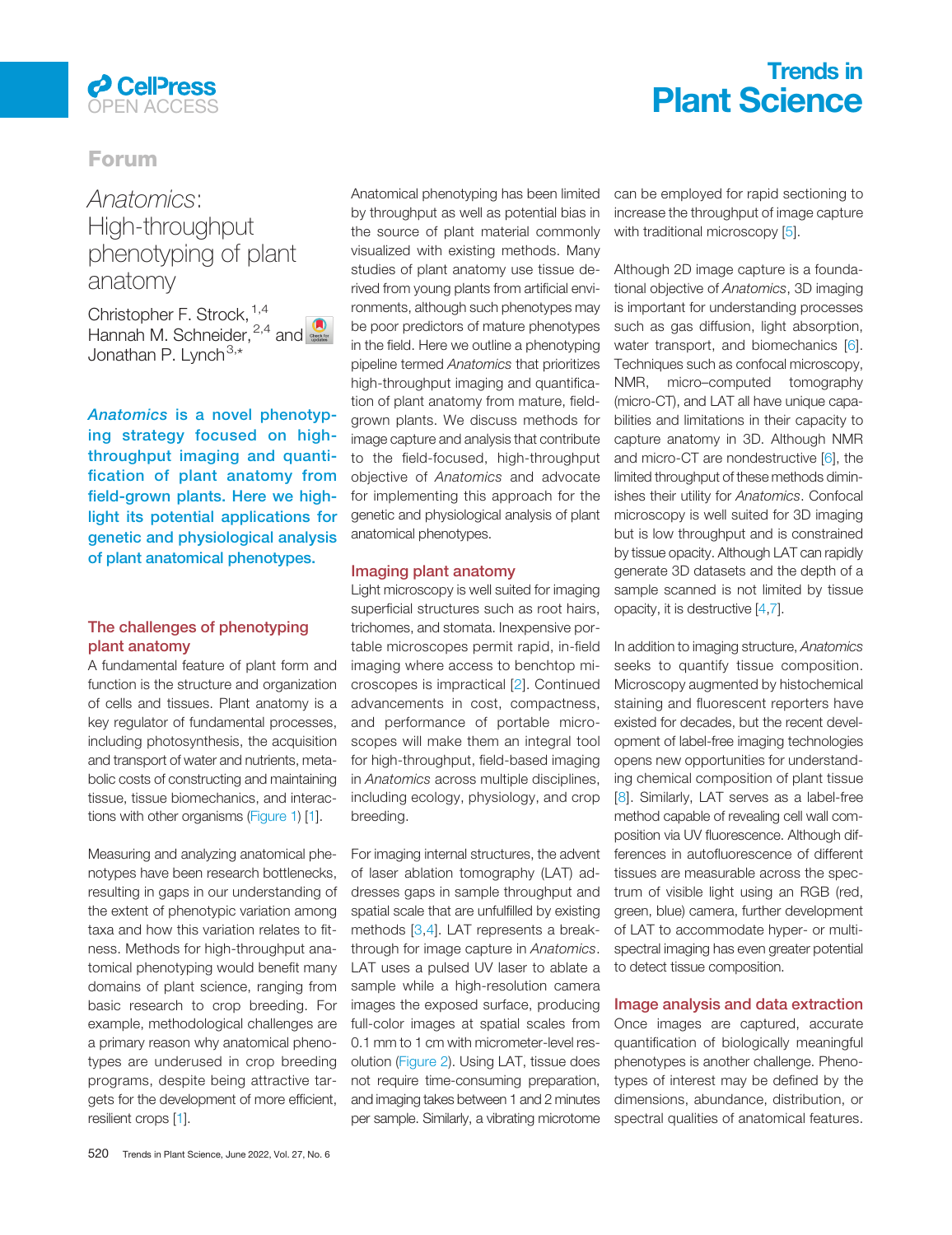Forum

# *Anatomics*: High-throughput phenotyping of plant anatomy

Christopher F. Strock,[1,4] Hannah M. Schneider,[2,4] and Jonathan P. Lynch[3,*]

***Anatomics*** **is a novel phenotyping strategy focused on high-throughput imaging and quantification of plant anatomy from field-grown plants. Here we highlight its potential applications for genetic and physiological analysis of plant anatomical phenotypes.**

## The challenges of phenotyping plant anatomy

A fundamental feature of plant form and function is the structure and organization of cells and tissues. Plant anatomy is a key regulator of fundamental processes, including photosynthesis, the acquisition and transport of water and nutrients, metabolic costs of constructing and maintaining tissue, tissue biomechanics, and interactions with other organisms (Figure 1) [1].

Measuring and analyzing anatomical phenotypes have been research bottlenecks, resulting in gaps in our understanding of the extent of phenotypic variation among taxa and how this variation relates to fitness. Methods for high-throughput anatomical phenotyping would benefit many domains of plant science, ranging from basic research to crop breeding. For example, methodological challenges are a primary reason why anatomical phenotypes are underused in crop breeding programs, despite being attractive targets for the development of more efficient, resilient crops [1].

Anatomical phenotyping has been limited by throughput as well as potential bias in the source of plant material commonly visualized with existing methods. Many studies of plant anatomy use tissue derived from young plants from artificial environments, although such phenotypes may be poor predictors of mature phenotypes in the field. Here we outline a phenotyping pipeline termed *Anatomics* that prioritizes high-throughput imaging and quantification of plant anatomy from mature, field-grown plants. We discuss methods for image capture and analysis that contribute to the field-focused, high-throughput objective of *Anatomics* and advocate for implementing this approach for the genetic and physiological analysis of plant anatomical phenotypes.

## Imaging plant anatomy

Light microscopy is well suited for imaging superficial structures such as root hairs, trichomes, and stomata. Inexpensive portable microscopes permit rapid, in-field imaging where access to benchtop microscopes is impractical [2]. Continued advancements in cost, compactness, and performance of portable microscopes will make them an integral tool for high-throughput, field-based imaging in *Anatomics* across multiple disciplines, including ecology, physiology, and crop breeding.

For imaging internal structures, the advent of laser ablation tomography (LAT) addresses gaps in sample throughput and spatial scale that are unfulfilled by existing methods [3,4]. LAT represents a breakthrough for image capture in *Anatomics*. LAT uses a pulsed UV laser to ablate a sample while a high-resolution camera images the exposed surface, producing full-color images at spatial scales from 0.1 mm to 1 cm with micrometer-level resolution (Figure 2). Using LAT, tissue does not require time-consuming preparation, and imaging takes between 1 and 2 minutes per sample. Similarly, a vibrating microtome can be employed for rapid sectioning to increase the throughput of image capture with traditional microscopy [5].

Although 2D image capture is a foundational objective of *Anatomics*, 3D imaging is important for understanding processes such as gas diffusion, light absorption, water transport, and biomechanics [6]. Techniques such as confocal microscopy, NMR, micro–computed tomography (micro-CT), and LAT all have unique capabilities and limitations in their capacity to capture anatomy in 3D. Although NMR and micro-CT are nondestructive [6], the limited throughput of these methods diminishes their utility for *Anatomics*. Confocal microscopy is well suited for 3D imaging but is low throughput and is constrained by tissue opacity. Although LAT can rapidly generate 3D datasets and the depth of a sample scanned is not limited by tissue opacity, it is destructive [4,7].

In addition to imaging structure, *Anatomics* seeks to quantify tissue composition. Microscopy augmented by histochemical staining and fluorescent reporters have existed for decades, but the recent development of label-free imaging technologies opens new opportunities for understanding chemical composition of plant tissue [8]. Similarly, LAT serves as a label-free method capable of revealing cell wall composition via UV fluorescence. Although differences in autofluorescence of different tissues are measurable across the spectrum of visible light using an RGB (red, green, blue) camera, further development of LAT to accommodate hyper- or multispectral imaging has even greater potential to detect tissue composition.

## Image analysis and data extraction

Once images are captured, accurate quantification of biologically meaningful phenotypes is another challenge. Phenotypes of interest may be defined by the dimensions, abundance, distribution, or spectral qualities of anatomical features.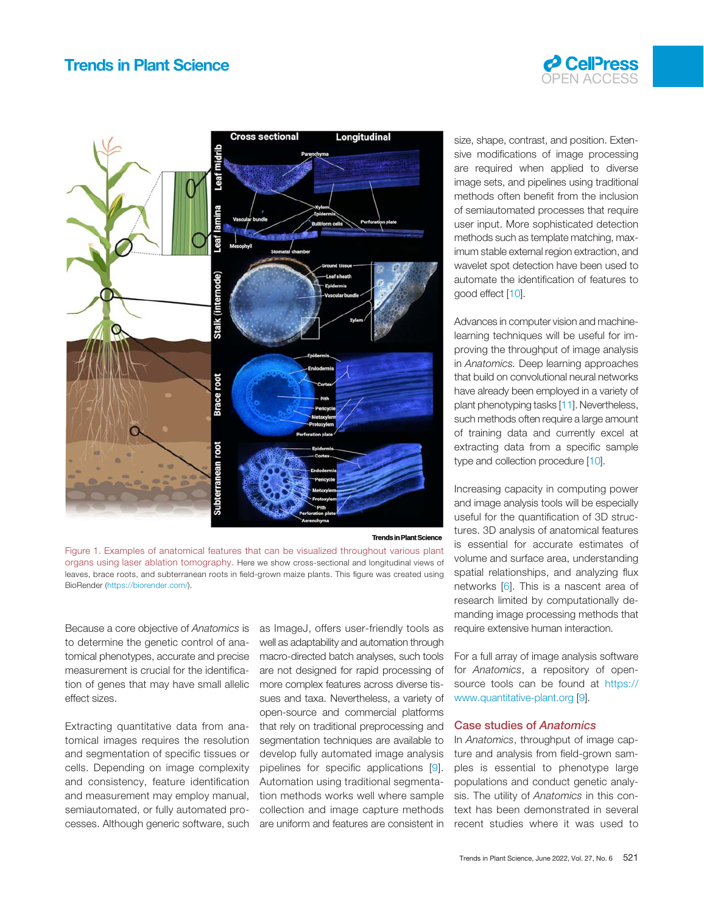Figure 1. Examples of anatomical features that can be visualized throughout various plant organs using laser ablation tomography. Here we show cross-sectional and longitudinal views of leaves, brace roots, and subterranean roots in field-grown maize plants. This figure was created using BioRender (https://biorender.com/).

Because a core objective of *Anatomics* is to determine the genetic control of anatomical phenotypes, accurate and precise measurement is crucial for the identification of genes that may have small allelic effect sizes.

Extracting quantitative data from anatomical images requires the resolution and segmentation of specific tissues or cells. Depending on image complexity and consistency, feature identification and measurement may employ manual, semiautomated, or fully automated processes. Although generic software, such as ImageJ, offers user-friendly tools as well as adaptability and automation through macro-directed batch analyses, such tools are not designed for rapid processing of more complex features across diverse tissues and taxa. Nevertheless, a variety of open-source and commercial platforms that rely on traditional preprocessing and segmentation techniques are available to develop fully automated image analysis pipelines for specific applications [9]. Automation using traditional segmentation methods works well where sample collection and image capture methods are uniform and features are consistent in size, shape, contrast, and position. Extensive modifications of image processing are required when applied to diverse image sets, and pipelines using traditional methods often benefit from the inclusion of semiautomated processes that require user input. More sophisticated detection methods such as template matching, maximum stable external region extraction, and wavelet spot detection have been used to automate the identification of features to good effect [10].

Advances in computer vision and machine-learning techniques will be useful for improving the throughput of image analysis in *Anatomics.* Deep learning approaches that build on convolutional neural networks have already been employed in a variety of plant phenotyping tasks [11]. Nevertheless, such methods often require a large amount of training data and currently excel at extracting data from a specific sample type and collection procedure [10].

Increasing capacity in computing power and image analysis tools will be especially useful for the quantification of 3D structures. 3D analysis of anatomical features is essential for accurate estimates of volume and surface area, understanding spatial relationships, and analyzing flux networks [6]. This is a nascent area of research limited by computationally demanding image processing methods that require extensive human interaction.

For a full array of image analysis software for *Anatomics*, a repository of open-source tools can be found at https://www.quantitative-plant.org [9].

## Case studies of *Anatomics*

In *Anatomics*, throughput of image capture and analysis from field-grown samples is essential to phenotype large populations and conduct genetic analysis. The utility of *Anatomics* in this context has been demonstrated in several recent studies where it was used to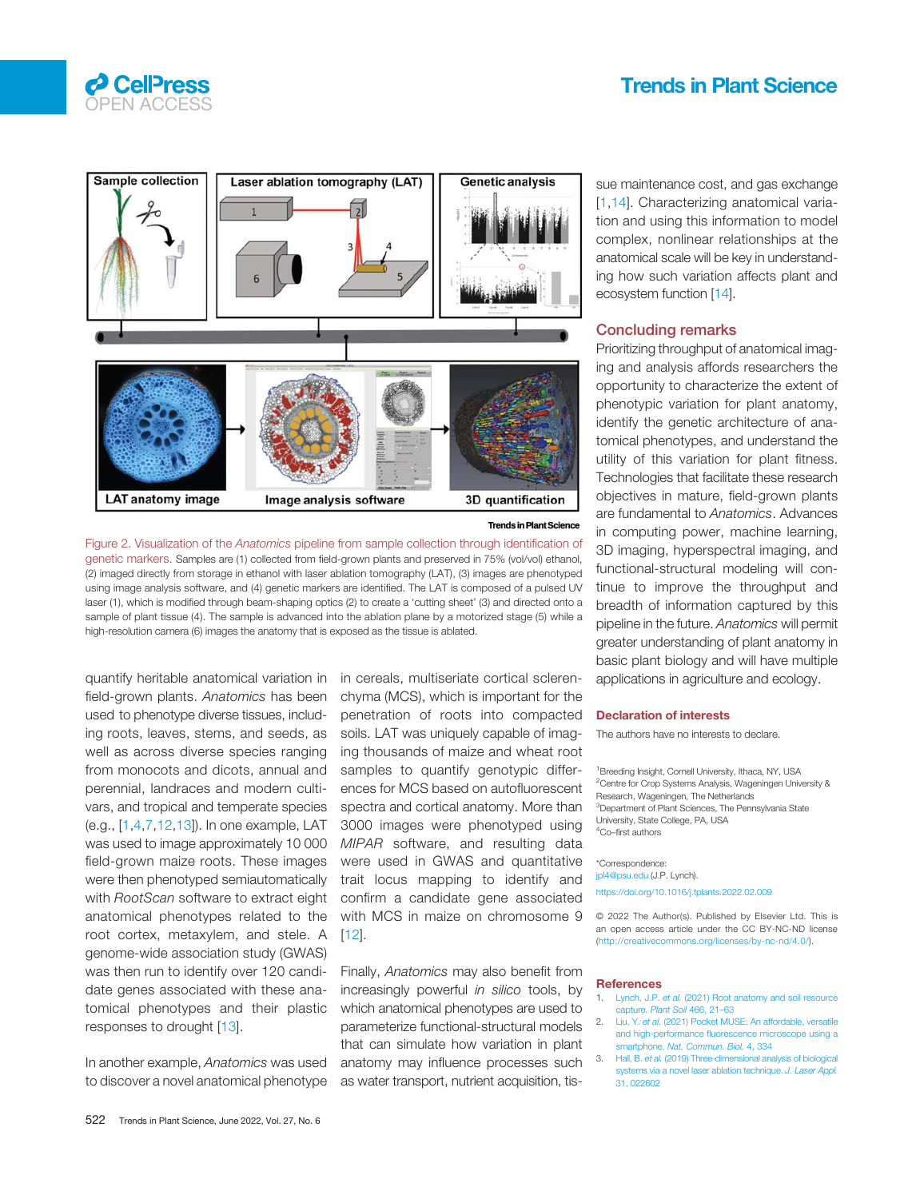Figure 2. Visualization of the *Anatomics* pipeline from sample collection through identification of genetic markers. Samples are (1) collected from field-grown plants and preserved in 75% (vol/vol) ethanol, (2) imaged directly from storage in ethanol with laser ablation tomography (LAT), (3) images are phenotyped using image analysis software, and (4) genetic markers are identified. The LAT is composed of a pulsed UV laser (1), which is modified through beam-shaping optics (2) to create a 'cutting sheet' (3) and directed onto a sample of plant tissue (4). The sample is advanced into the ablation plane by a motorized stage (5) while a high-resolution camera (6) images the anatomy that is exposed as the tissue is ablated.

quantify heritable anatomical variation in field-grown plants. *Anatomics* has been used to phenotype diverse tissues, including roots, leaves, stems, and seeds, as well as across diverse species ranging from monocots and dicots, annual and perennial, landraces and modern cultivars, and tropical and temperate species (e.g., [1,4,7,12,13]). In one example, LAT was used to image approximately 10 000 field-grown maize roots. These images were then phenotyped semiautomatically with *RootScan* software to extract eight anatomical phenotypes related to the root cortex, metaxylem, and stele. A genome-wide association study (GWAS) was then run to identify over 120 candidate genes associated with these anatomical phenotypes and their plastic responses to drought [13].

In another example, *Anatomics* was used to discover a novel anatomical phenotype in cereals, multiseriate cortical sclerenchyma (MCS), which is important for the penetration of roots into compacted soils. LAT was uniquely capable of imaging thousands of maize and wheat root samples to quantify genotypic differences for MCS based on autofluorescent spectra and cortical anatomy. More than 3000 images were phenotyped using *MIPAR* software, and resulting data were used in GWAS and quantitative trait locus mapping to identify and confirm a candidate gene associated with MCS in maize on chromosome 9 [12].

Finally, *Anatomics* may also benefit from increasingly powerful *in silico* tools, by which anatomical phenotypes are used to parameterize functional-structural models that can simulate how variation in plant anatomy may influence processes such as water transport, nutrient acquisition, tissue maintenance cost, and gas exchange [1,14]. Characterizing anatomical variation and using this information to model complex, nonlinear relationships at the anatomical scale will be key in understanding how such variation affects plant and ecosystem function [14].

## Concluding remarks

Prioritizing throughput of anatomical imaging and analysis affords researchers the opportunity to characterize the extent of phenotypic variation for plant anatomy, identify the genetic architecture of anatomical phenotypes, and understand the utility of this variation for plant fitness. Technologies that facilitate these research objectives in mature, field-grown plants are fundamental to *Anatomics*. Advances in computing power, machine learning, 3D imaging, hyperspectral imaging, and functional-structural modeling will continue to improve the throughput and breadth of information captured by this pipeline in the future. *Anatomics* will permit greater understanding of plant anatomy in basic plant biology and will have multiple applications in agriculture and ecology.

## Declaration of interests

The authors have no interests to declare.

[1]Breeding Insight, Cornell University, Ithaca, NY, USA
[2]Centre for Crop Systems Analysis, Wageningen University & Research, Wageningen, The Netherlands
[3]Department of Plant Sciences, The Pennsylvania State University, State College, PA, USA
[4]Co-first authors

*Correspondence:
jpl4@psu.edu (J.P. Lynch).

https://doi.org/10.1016/j.tplants.2022.02.009

© 2022 The Author(s). Published by Elsevier Ltd. This is an open access article under the CC BY-NC-ND license (http://creativecommons.org/licenses/by-nc-nd/4.0/).

## References

1. Lynch, J.P. *et al.* (2021) Root anatomy and soil resource capture. *Plant Soil* 466, 21–63
2. Liu, Y. *et al.* (2021) Pocket MUSE: An affordable, versatile and high-performance fluorescence microscope using a smartphone. *Nat. Commun. Biol.* 4, 334
3. Hall, B. *et al.* (2019) Three-dimensional analysis of biological systems via a novel laser ablation technique. *J. Laser Appl.* 31, 022602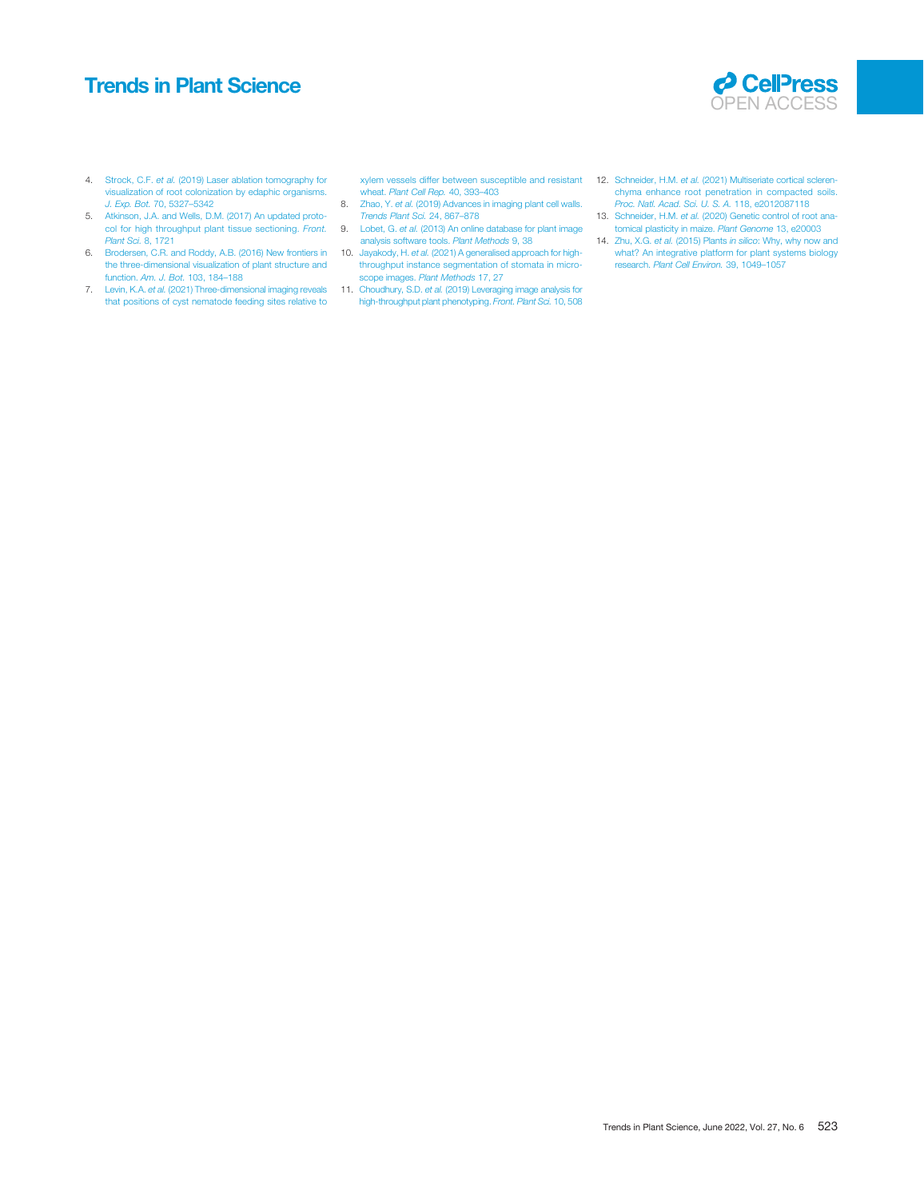4. Strock, C.F. *et al.* (2019) Laser ablation tomography for visualization of root colonization by edaphic organisms. *J. Exp. Bot.* 70, 5327–5342
5. Atkinson, J.A. and Wells, D.M. (2017) An updated protocol for high throughput plant tissue sectioning. *Front. Plant Sci.* 8, 1721
6. Brodersen, C.R. and Roddy, A.B. (2016) New frontiers in the three-dimensional visualization of plant structure and function. *Am. J. Bot.* 103, 184–188
7. Levin, K.A. *et al.* (2021) Three-dimensional imaging reveals that positions of cyst nematode feeding sites relative to xylem vessels differ between susceptible and resistant wheat. *Plant Cell Rep.* 40, 393–403
8. Zhao, Y. *et al.* (2019) Advances in imaging plant cell walls. *Trends Plant Sci.* 24, 867–878
9. Lobet, G. *et al.* (2013) An online database for plant image analysis software tools. *Plant Methods* 9, 38
10. Jayakody, H. *et al.* (2021) A generalised approach for high-throughput instance segmentation of stomata in microscope images. *Plant Methods* 17, 27
11. Choudhury, S.D. *et al.* (2019) Leveraging image analysis for high-throughput plant phenotyping. *Front. Plant Sci.* 10, 508
12. Schneider, H.M. *et al.* (2021) Multiseriate cortical sclerenchyma enhance root penetration in compacted soils. *Proc. Natl. Acad. Sci. U. S. A.* 118, e2012087118
13. Schneider, H.M. *et al.* (2020) Genetic control of root anatomical plasticity in maize. *Plant Genome* 13, e20003
14. Zhu, X.G. *et al.* (2015) Plants *in silico*: Why, why now and what? An integrative platform for plant systems biology research. *Plant Cell Environ.* 39, 1049–1057